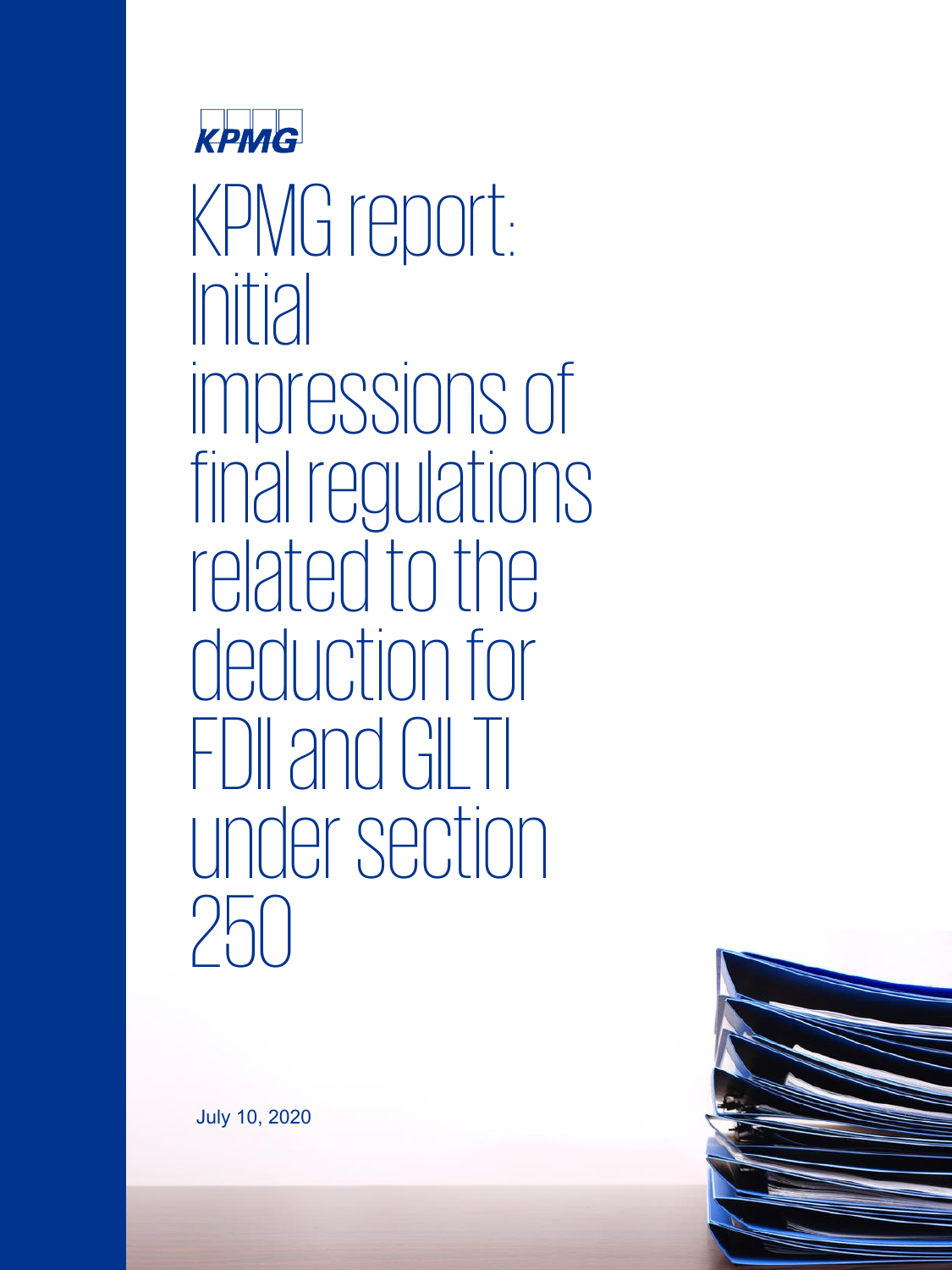KPMG

# KPMG report: Initial impressions of final regulations related to the deduction for FDII and GILTI under section 250

July 10, 2020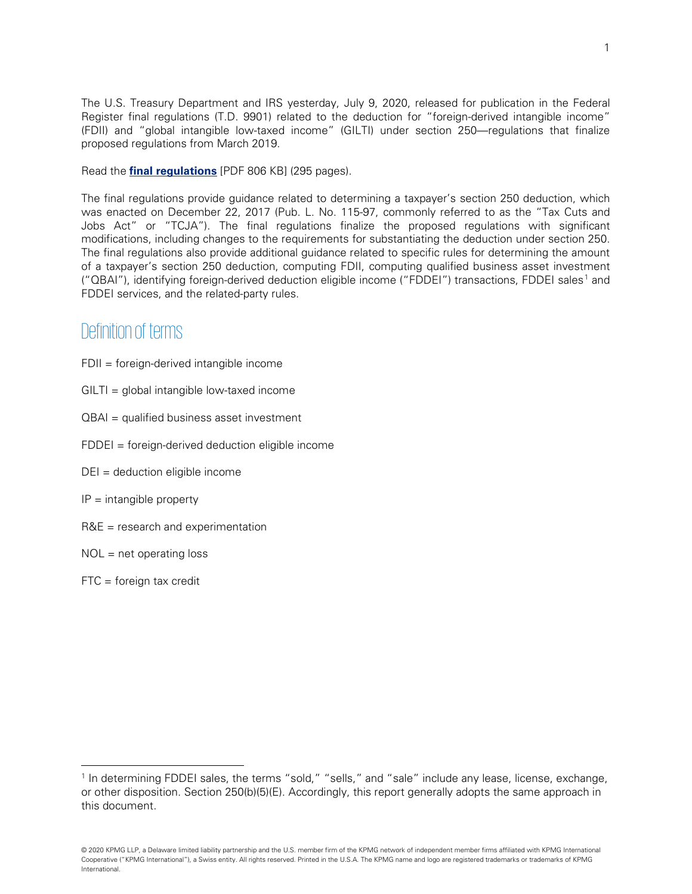The U.S. Treasury Department and IRS yesterday, July 9, 2020, released for publication in the Federal Register final regulations (T.D. 9901) related to the deduction for "foreign-derived intangible income" (FDII) and "global intangible low-taxed income" (GILTI) under section 250—regulations that finalize proposed regulations from March 2019.

Read the **final regulations** [PDF 806 KB] (295 pages).

The final regulations provide guidance related to determining a taxpayer's section 250 deduction, which was enacted on December 22, 2017 (Pub. L. No. 115-97, commonly referred to as the "Tax Cuts and Jobs Act" or "TCJA"). The final regulations finalize the proposed regulations with significant modifications, including changes to the requirements for substantiating the deduction under section 250. The final regulations also provide additional guidance related to specific rules for determining the amount of a taxpayer's section 250 deduction, computing FDII, computing qualified business asset investment ("QBAI"), identifying foreign-derived deduction eligible income ("FDDEI") transactions, FDDEI sales[1] and FDDEI services, and the related-party rules.

## Definition of terms

FDII = foreign-derived intangible income

GILTI = global intangible low-taxed income

QBAI = qualified business asset investment

FDDEI = foreign-derived deduction eligible income

DEI = deduction eligible income

IP = intangible property

R&E = research and experimentation

NOL = net operating loss

FTC = foreign tax credit

---

[1] In determining FDDEI sales, the terms "sold," "sells," and "sale" include any lease, license, exchange, or other disposition. Section 250(b)(5)(E). Accordingly, this report generally adopts the same approach in this document.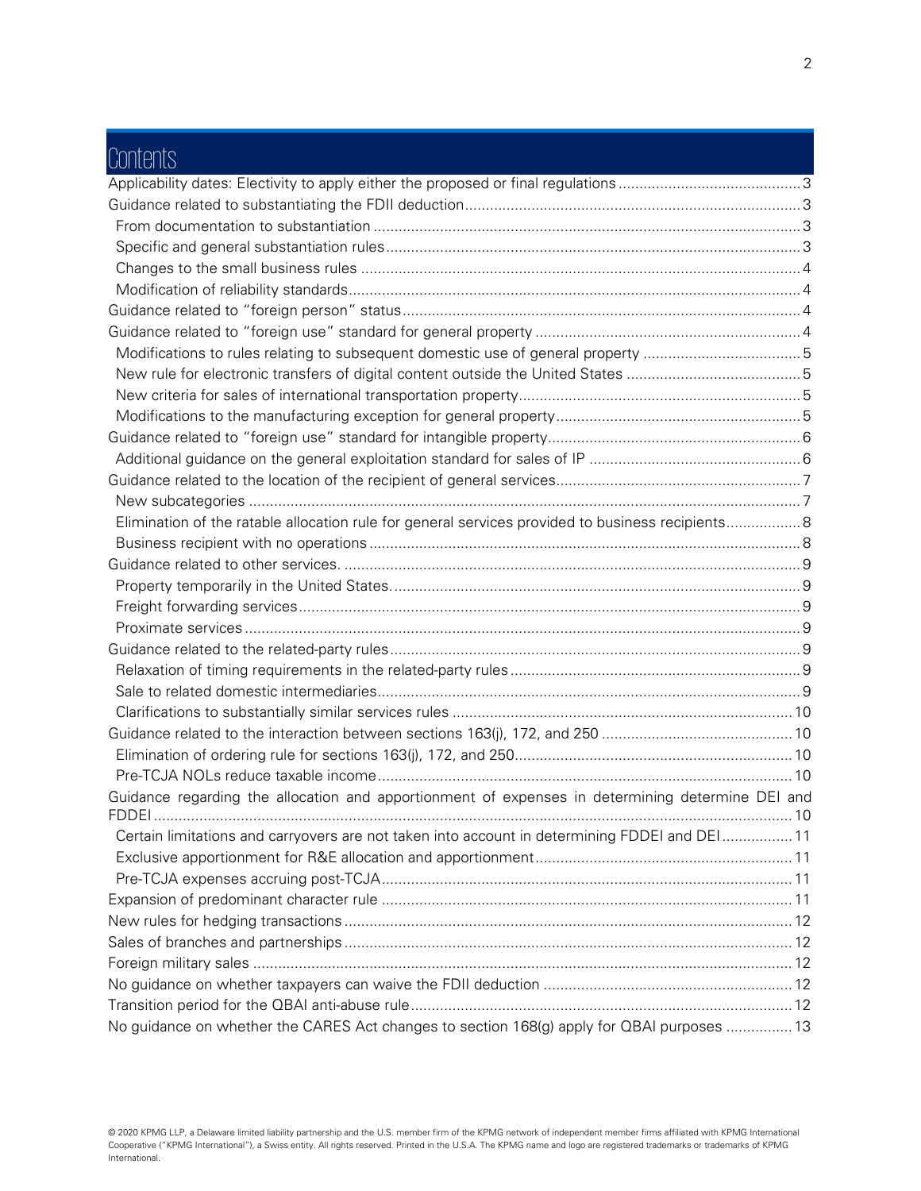# Contents

- Applicability dates: Electivity to apply either the proposed or final regulations ... 3
- Guidance related to substantiating the FDII deduction ... 3
  - From documentation to substantiation ... 3
  - Specific and general substantiation rules ... 3
  - Changes to the small business rules ... 4
  - Modification of reliability standards ... 4
- Guidance related to "foreign person" status ... 4
- Guidance related to "foreign use" standard for general property ... 4
  - Modifications to rules relating to subsequent domestic use of general property ... 5
  - New rule for electronic transfers of digital content outside the United States ... 5
  - New criteria for sales of international transportation property ... 5
  - Modifications to the manufacturing exception for general property ... 5
- Guidance related to "foreign use" standard for intangible property ... 6
  - Additional guidance on the general exploitation standard for sales of IP ... 6
- Guidance related to the location of the recipient of general services ... 7
  - New subcategories ... 7
  - Elimination of the ratable allocation rule for general services provided to business recipients ... 8
  - Business recipient with no operations ... 8
- Guidance related to other services. ... 9
  - Property temporarily in the United States. ... 9
  - Freight forwarding services ... 9
  - Proximate services ... 9
- Guidance related to the related-party rules ... 9
  - Relaxation of timing requirements in the related-party rules ... 9
  - Sale to related domestic intermediaries ... 9
  - Clarifications to substantially similar services rules ... 10
- Guidance related to the interaction between sections 163(j), 172, and 250 ... 10
  - Elimination of ordering rule for sections 163(j), 172, and 250 ... 10
  - Pre-TCJA NOLs reduce taxable income ... 10
- Guidance regarding the allocation and apportionment of expenses in determining determine DEI and FDDEI ... 10
  - Certain limitations and carryovers are not taken into account in determining FDDEI and DEI ... 11
  - Exclusive apportionment for R&E allocation and apportionment ... 11
  - Pre-TCJA expenses accruing post-TCJA ... 11
- Expansion of predominant character rule ... 11
- New rules for hedging transactions ... 12
- Sales of branches and partnerships ... 12
- Foreign military sales ... 12
- No guidance on whether taxpayers can waive the FDII deduction ... 12
- Transition period for the QBAI anti-abuse rule ... 12
- No guidance on whether the CARES Act changes to section 168(g) apply for QBAI purposes ... 13

© 2020 KPMG LLP, a Delaware limited liability partnership and the U.S. member firm of the KPMG network of independent member firms affiliated with KPMG International Cooperative ("KPMG International"), a Swiss entity. All rights reserved. Printed in the U.S.A. The KPMG name and logo are registered trademarks or trademarks of KPMG International.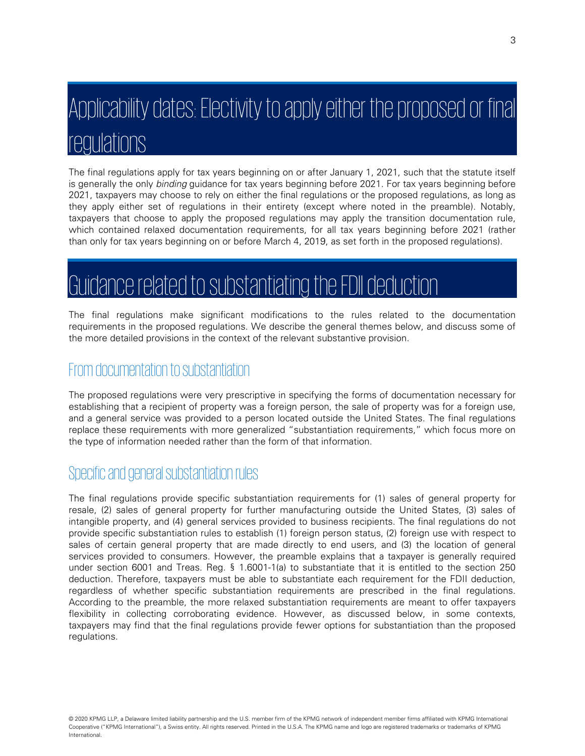# Applicability dates: Electivity to apply either the proposed or final regulations

The final regulations apply for tax years beginning on or after January 1, 2021, such that the statute itself is generally the only *binding* guidance for tax years beginning before 2021. For tax years beginning before 2021, taxpayers may choose to rely on either the final regulations or the proposed regulations, as long as they apply either set of regulations in their entirety (except where noted in the preamble). Notably, taxpayers that choose to apply the proposed regulations may apply the transition documentation rule, which contained relaxed documentation requirements, for all tax years beginning before 2021 (rather than only for tax years beginning on or before March 4, 2019, as set forth in the proposed regulations).

# Guidance related to substantiating the FDII deduction

The final regulations make significant modifications to the rules related to the documentation requirements in the proposed regulations. We describe the general themes below, and discuss some of the more detailed provisions in the context of the relevant substantive provision.

## From documentation to substantiation

The proposed regulations were very prescriptive in specifying the forms of documentation necessary for establishing that a recipient of property was a foreign person, the sale of property was for a foreign use, and a general service was provided to a person located outside the United States. The final regulations replace these requirements with more generalized "substantiation requirements," which focus more on the type of information needed rather than the form of that information.

## Specific and general substantiation rules

The final regulations provide specific substantiation requirements for (1) sales of general property for resale, (2) sales of general property for further manufacturing outside the United States, (3) sales of intangible property, and (4) general services provided to business recipients. The final regulations do not provide specific substantiation rules to establish (1) foreign person status, (2) foreign use with respect to sales of certain general property that are made directly to end users, and (3) the location of general services provided to consumers. However, the preamble explains that a taxpayer is generally required under section 6001 and Treas. Reg. § 1.6001-1(a) to substantiate that it is entitled to the section 250 deduction. Therefore, taxpayers must be able to substantiate each requirement for the FDII deduction, regardless of whether specific substantiation requirements are prescribed in the final regulations. According to the preamble, the more relaxed substantiation requirements are meant to offer taxpayers flexibility in collecting corroborating evidence. However, as discussed below, in some contexts, taxpayers may find that the final regulations provide fewer options for substantiation than the proposed regulations.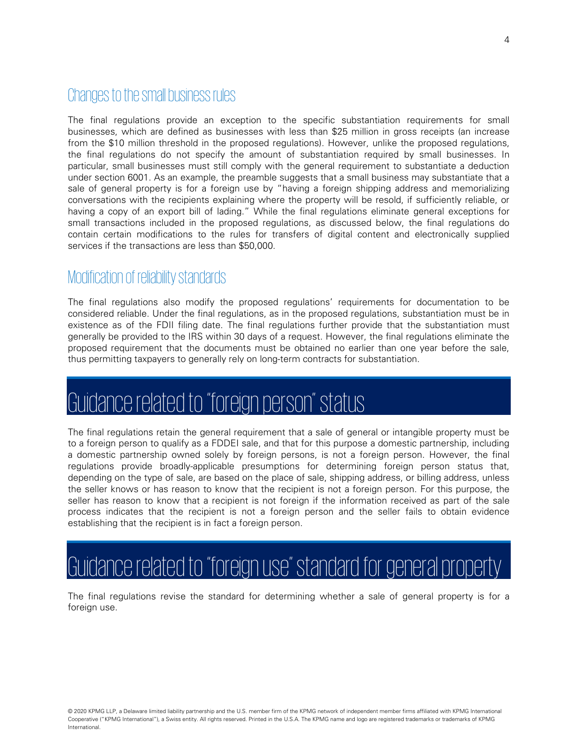### Changes to the small business rules

The final regulations provide an exception to the specific substantiation requirements for small businesses, which are defined as businesses with less than $25 million in gross receipts (an increase from the $10 million threshold in the proposed regulations). However, unlike the proposed regulations, the final regulations do not specify the amount of substantiation required by small businesses. In particular, small businesses must still comply with the general requirement to substantiate a deduction under section 6001. As an example, the preamble suggests that a small business may substantiate that a sale of general property is for a foreign use by "having a foreign shipping address and memorializing conversations with the recipients explaining where the property will be resold, if sufficiently reliable, or having a copy of an export bill of lading." While the final regulations eliminate general exceptions for small transactions included in the proposed regulations, as discussed below, the final regulations do contain certain modifications to the rules for transfers of digital content and electronically supplied services if the transactions are less than $50,000.

### Modification of reliability standards

The final regulations also modify the proposed regulations' requirements for documentation to be considered reliable. Under the final regulations, as in the proposed regulations, substantiation must be in existence as of the FDII filing date. The final regulations further provide that the substantiation must generally be provided to the IRS within 30 days of a request. However, the final regulations eliminate the proposed requirement that the documents must be obtained no earlier than one year before the sale, thus permitting taxpayers to generally rely on long-term contracts for substantiation.

## Guidance related to "foreign person" status

The final regulations retain the general requirement that a sale of general or intangible property must be to a foreign person to qualify as a FDDEI sale, and that for this purpose a domestic partnership, including a domestic partnership owned solely by foreign persons, is not a foreign person. However, the final regulations provide broadly-applicable presumptions for determining foreign person status that, depending on the type of sale, are based on the place of sale, shipping address, or billing address, unless the seller knows or has reason to know that the recipient is not a foreign person. For this purpose, the seller has reason to know that a recipient is not foreign if the information received as part of the sale process indicates that the recipient is not a foreign person and the seller fails to obtain evidence establishing that the recipient is in fact a foreign person.

## Guidance related to "foreign use" standard for general property

The final regulations revise the standard for determining whether a sale of general property is for a foreign use.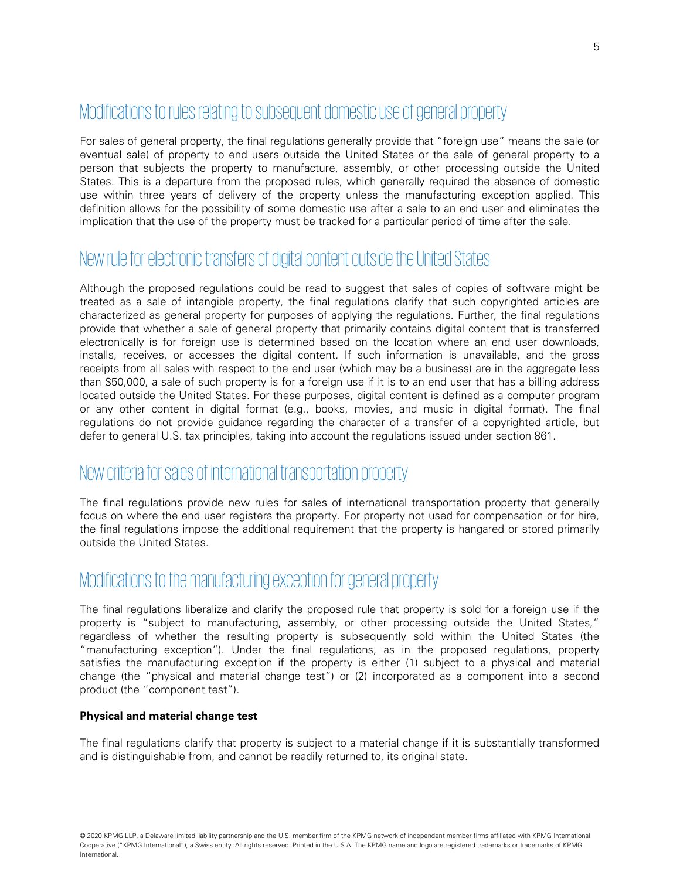## Modifications to rules relating to subsequent domestic use of general property

For sales of general property, the final regulations generally provide that "foreign use" means the sale (or eventual sale) of property to end users outside the United States or the sale of general property to a person that subjects the property to manufacture, assembly, or other processing outside the United States. This is a departure from the proposed rules, which generally required the absence of domestic use within three years of delivery of the property unless the manufacturing exception applied. This definition allows for the possibility of some domestic use after a sale to an end user and eliminates the implication that the use of the property must be tracked for a particular period of time after the sale.

## New rule for electronic transfers of digital content outside the United States

Although the proposed regulations could be read to suggest that sales of copies of software might be treated as a sale of intangible property, the final regulations clarify that such copyrighted articles are characterized as general property for purposes of applying the regulations. Further, the final regulations provide that whether a sale of general property that primarily contains digital content that is transferred electronically is for foreign use is determined based on the location where an end user downloads, installs, receives, or accesses the digital content. If such information is unavailable, and the gross receipts from all sales with respect to the end user (which may be a business) are in the aggregate less than $50,000, a sale of such property is for a foreign use if it is to an end user that has a billing address located outside the United States. For these purposes, digital content is defined as a computer program or any other content in digital format (e.g., books, movies, and music in digital format). The final regulations do not provide guidance regarding the character of a transfer of a copyrighted article, but defer to general U.S. tax principles, taking into account the regulations issued under section 861.

## New criteria for sales of international transportation property

The final regulations provide new rules for sales of international transportation property that generally focus on where the end user registers the property. For property not used for compensation or for hire, the final regulations impose the additional requirement that the property is hangared or stored primarily outside the United States.

## Modifications to the manufacturing exception for general property

The final regulations liberalize and clarify the proposed rule that property is sold for a foreign use if the property is "subject to manufacturing, assembly, or other processing outside the United States," regardless of whether the resulting property is subsequently sold within the United States (the "manufacturing exception"). Under the final regulations, as in the proposed regulations, property satisfies the manufacturing exception if the property is either (1) subject to a physical and material change (the "physical and material change test") or (2) incorporated as a component into a second product (the "component test").

**Physical and material change test**

The final regulations clarify that property is subject to a material change if it is substantially transformed and is distinguishable from, and cannot be readily returned to, its original state.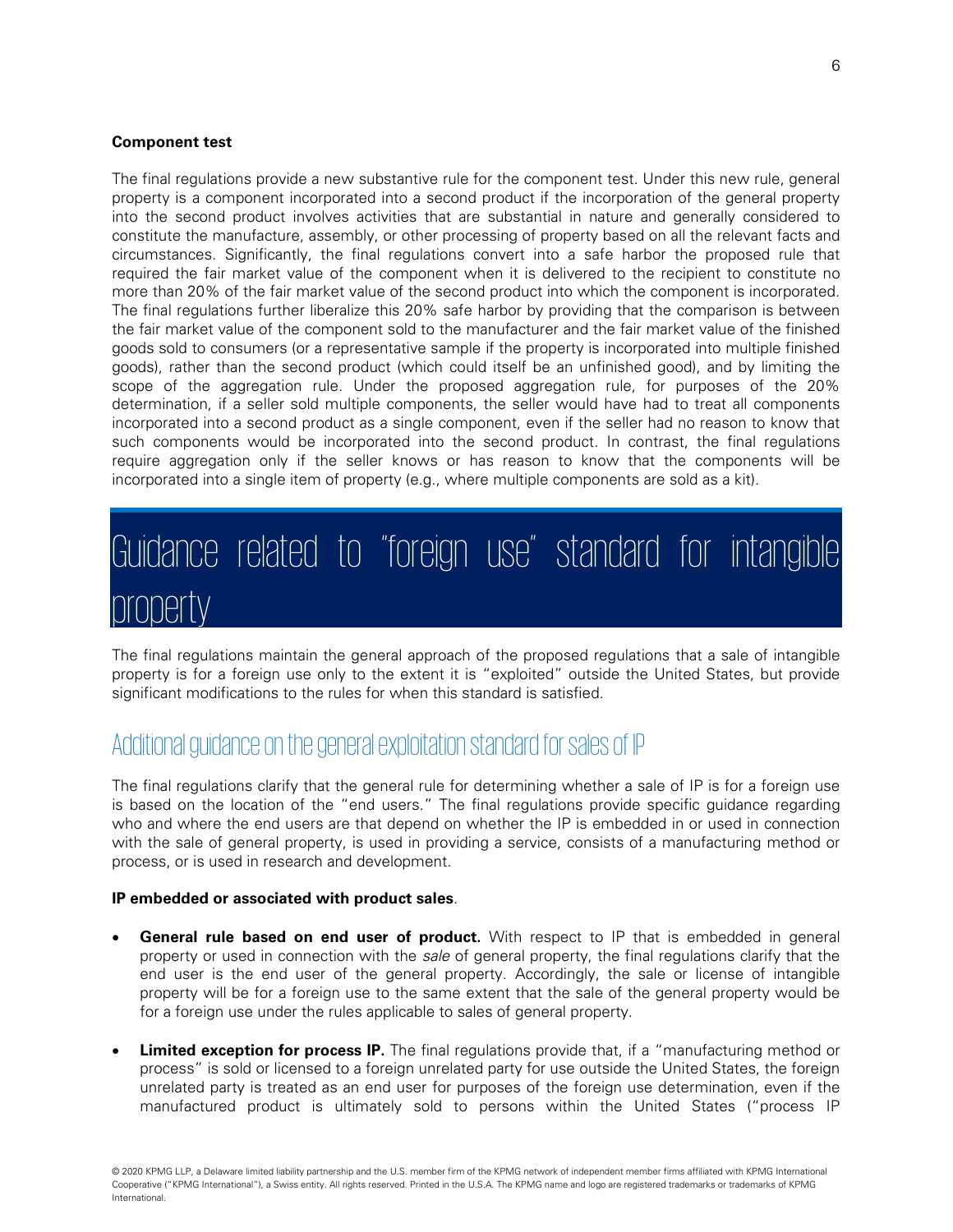**Component test**

The final regulations provide a new substantive rule for the component test. Under this new rule, general property is a component incorporated into a second product if the incorporation of the general property into the second product involves activities that are substantial in nature and generally considered to constitute the manufacture, assembly, or other processing of property based on all the relevant facts and circumstances. Significantly, the final regulations convert into a safe harbor the proposed rule that required the fair market value of the component when it is delivered to the recipient to constitute no more than 20% of the fair market value of the second product into which the component is incorporated. The final regulations further liberalize this 20% safe harbor by providing that the comparison is between the fair market value of the component sold to the manufacturer and the fair market value of the finished goods sold to consumers (or a representative sample if the property is incorporated into multiple finished goods), rather than the second product (which could itself be an unfinished good), and by limiting the scope of the aggregation rule. Under the proposed aggregation rule, for purposes of the 20% determination, if a seller sold multiple components, the seller would have had to treat all components incorporated into a second product as a single component, even if the seller had no reason to know that such components would be incorporated into the second product. In contrast, the final regulations require aggregation only if the seller knows or has reason to know that the components will be incorporated into a single item of property (e.g., where multiple components are sold as a kit).

# Guidance related to "foreign use" standard for intangible property

The final regulations maintain the general approach of the proposed regulations that a sale of intangible property is for a foreign use only to the extent it is "exploited" outside the United States, but provide significant modifications to the rules for when this standard is satisfied.

## Additional guidance on the general exploitation standard for sales of IP

The final regulations clarify that the general rule for determining whether a sale of IP is for a foreign use is based on the location of the "end users." The final regulations provide specific guidance regarding who and where the end users are that depend on whether the IP is embedded in or used in connection with the sale of general property, is used in providing a service, consists of a manufacturing method or process, or is used in research and development.

**IP embedded or associated with product sales**.

- **General rule based on end user of product.** With respect to IP that is embedded in general property or used in connection with the *sale* of general property, the final regulations clarify that the end user is the end user of the general property. Accordingly, the sale or license of intangible property will be for a foreign use to the same extent that the sale of the general property would be for a foreign use under the rules applicable to sales of general property.
- **Limited exception for process IP.** The final regulations provide that, if a "manufacturing method or process" is sold or licensed to a foreign unrelated party for use outside the United States, the foreign unrelated party is treated as an end user for purposes of the foreign use determination, even if the manufactured product is ultimately sold to persons within the United States ("process IP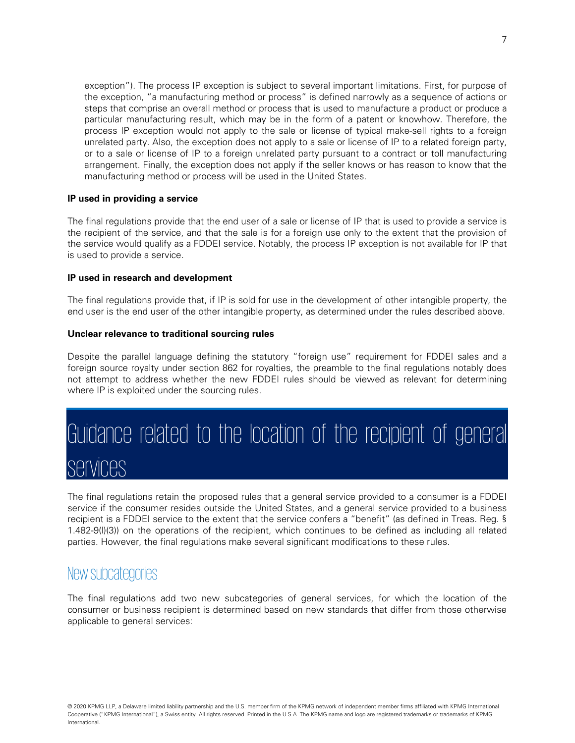exception"). The process IP exception is subject to several important limitations. First, for purpose of the exception, "a manufacturing method or process" is defined narrowly as a sequence of actions or steps that comprise an overall method or process that is used to manufacture a product or produce a particular manufacturing result, which may be in the form of a patent or knowhow. Therefore, the process IP exception would not apply to the sale or license of typical make-sell rights to a foreign unrelated party. Also, the exception does not apply to a sale or license of IP to a related foreign party, or to a sale or license of IP to a foreign unrelated party pursuant to a contract or toll manufacturing arrangement. Finally, the exception does not apply if the seller knows or has reason to know that the manufacturing method or process will be used in the United States.

**IP used in providing a service**

The final regulations provide that the end user of a sale or license of IP that is used to provide a service is the recipient of the service, and that the sale is for a foreign use only to the extent that the provision of the service would qualify as a FDDEI service. Notably, the process IP exception is not available for IP that is used to provide a service.

**IP used in research and development**

The final regulations provide that, if IP is sold for use in the development of other intangible property, the end user is the end user of the other intangible property, as determined under the rules described above.

**Unclear relevance to traditional sourcing rules**

Despite the parallel language defining the statutory "foreign use" requirement for FDDEI sales and a foreign source royalty under section 862 for royalties, the preamble to the final regulations notably does not attempt to address whether the new FDDEI rules should be viewed as relevant for determining where IP is exploited under the sourcing rules.

# Guidance related to the location of the recipient of general services

The final regulations retain the proposed rules that a general service provided to a consumer is a FDDEI service if the consumer resides outside the United States, and a general service provided to a business recipient is a FDDEI service to the extent that the service confers a "benefit" (as defined in Treas. Reg. § 1.482-9(l)(3)) on the operations of the recipient, which continues to be defined as including all related parties. However, the final regulations make several significant modifications to these rules.

## New subcategories

The final regulations add two new subcategories of general services, for which the location of the consumer or business recipient is determined based on new standards that differ from those otherwise applicable to general services: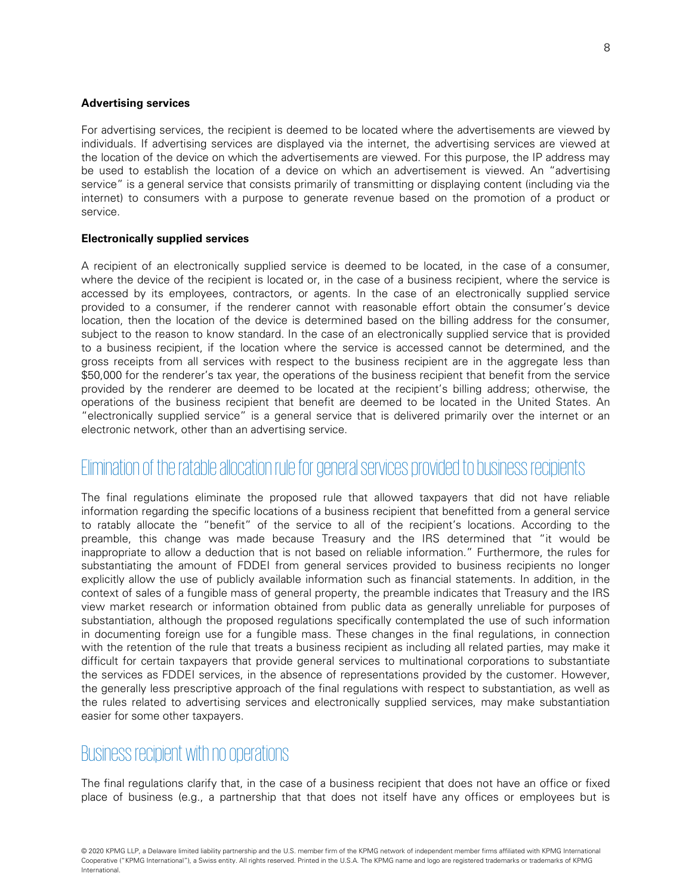### Advertising services

For advertising services, the recipient is deemed to be located where the advertisements are viewed by individuals. If advertising services are displayed via the internet, the advertising services are viewed at the location of the device on which the advertisements are viewed. For this purpose, the IP address may be used to establish the location of a device on which an advertisement is viewed. An "advertising service" is a general service that consists primarily of transmitting or displaying content (including via the internet) to consumers with a purpose to generate revenue based on the promotion of a product or service.

### Electronically supplied services

A recipient of an electronically supplied service is deemed to be located, in the case of a consumer, where the device of the recipient is located or, in the case of a business recipient, where the service is accessed by its employees, contractors, or agents. In the case of an electronically supplied service provided to a consumer, if the renderer cannot with reasonable effort obtain the consumer's device location, then the location of the device is determined based on the billing address for the consumer, subject to the reason to know standard. In the case of an electronically supplied service that is provided to a business recipient, if the location where the service is accessed cannot be determined, and the gross receipts from all services with respect to the business recipient are in the aggregate less than $50,000 for the renderer's tax year, the operations of the business recipient that benefit from the service provided by the renderer are deemed to be located at the recipient's billing address; otherwise, the operations of the business recipient that benefit are deemed to be located in the United States. An "electronically supplied service" is a general service that is delivered primarily over the internet or an electronic network, other than an advertising service.

## Elimination of the ratable allocation rule for general services provided to business recipients

The final regulations eliminate the proposed rule that allowed taxpayers that did not have reliable information regarding the specific locations of a business recipient that benefitted from a general service to ratably allocate the "benefit" of the service to all of the recipient's locations. According to the preamble, this change was made because Treasury and the IRS determined that "it would be inappropriate to allow a deduction that is not based on reliable information." Furthermore, the rules for substantiating the amount of FDDEI from general services provided to business recipients no longer explicitly allow the use of publicly available information such as financial statements. In addition, in the context of sales of a fungible mass of general property, the preamble indicates that Treasury and the IRS view market research or information obtained from public data as generally unreliable for purposes of substantiation, although the proposed regulations specifically contemplated the use of such information in documenting foreign use for a fungible mass. These changes in the final regulations, in connection with the retention of the rule that treats a business recipient as including all related parties, may make it difficult for certain taxpayers that provide general services to multinational corporations to substantiate the services as FDDEI services, in the absence of representations provided by the customer. However, the generally less prescriptive approach of the final regulations with respect to substantiation, as well as the rules related to advertising services and electronically supplied services, may make substantiation easier for some other taxpayers.

## Business recipient with no operations

The final regulations clarify that, in the case of a business recipient that does not have an office or fixed place of business (e.g., a partnership that that does not itself have any offices or employees but is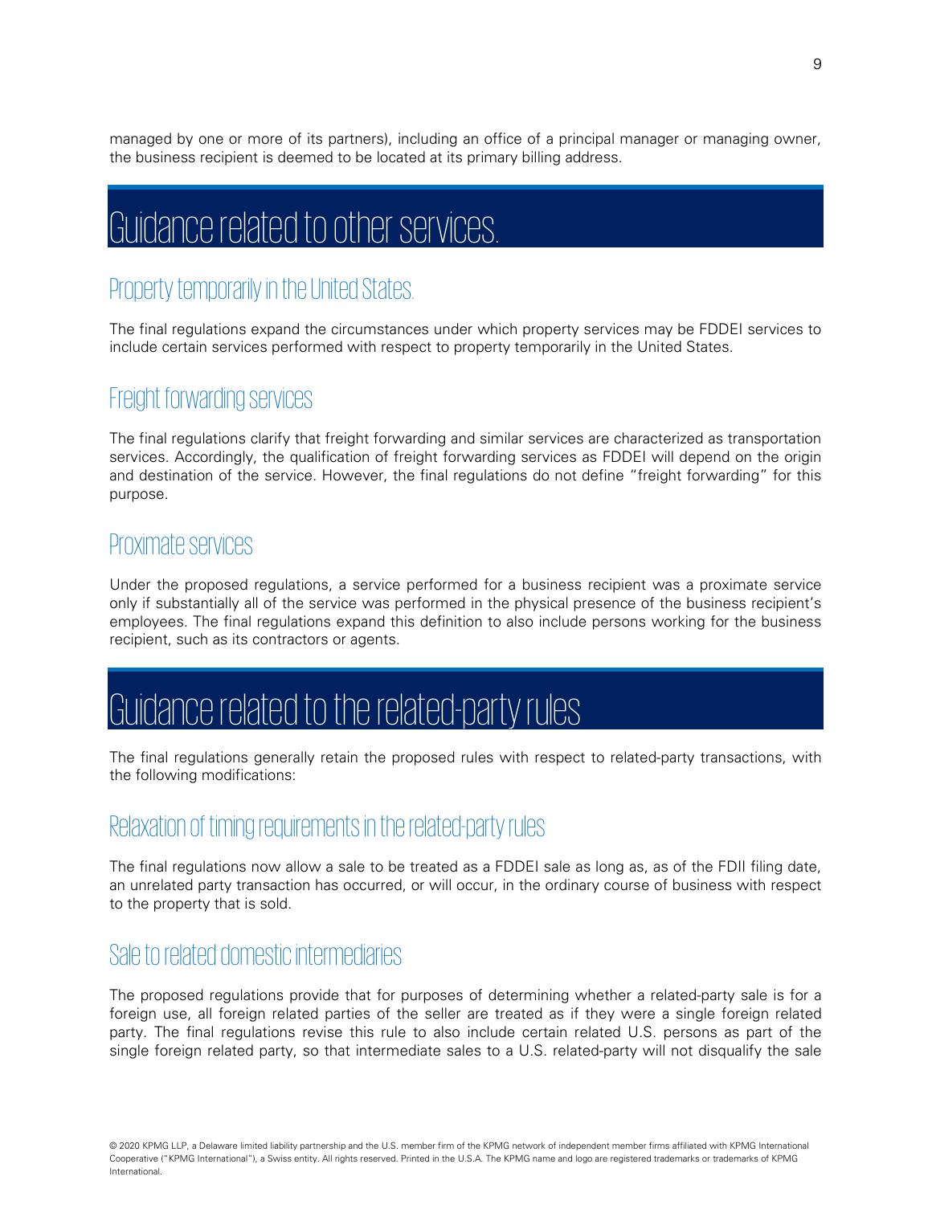managed by one or more of its partners), including an office of a principal manager or managing owner, the business recipient is deemed to be located at its primary billing address.

# Guidance related to other services.

## Property temporarily in the United States.

The final regulations expand the circumstances under which property services may be FDDEI services to include certain services performed with respect to property temporarily in the United States.

## Freight forwarding services

The final regulations clarify that freight forwarding and similar services are characterized as transportation services. Accordingly, the qualification of freight forwarding services as FDDEI will depend on the origin and destination of the service. However, the final regulations do not define "freight forwarding" for this purpose.

## Proximate services

Under the proposed regulations, a service performed for a business recipient was a proximate service only if substantially all of the service was performed in the physical presence of the business recipient's employees. The final regulations expand this definition to also include persons working for the business recipient, such as its contractors or agents.

# Guidance related to the related-party rules

The final regulations generally retain the proposed rules with respect to related-party transactions, with the following modifications:

## Relaxation of timing requirements in the related-party rules

The final regulations now allow a sale to be treated as a FDDEI sale as long as, as of the FDII filing date, an unrelated party transaction has occurred, or will occur, in the ordinary course of business with respect to the property that is sold.

## Sale to related domestic intermediaries

The proposed regulations provide that for purposes of determining whether a related-party sale is for a foreign use, all foreign related parties of the seller are treated as if they were a single foreign related party. The final regulations revise this rule to also include certain related U.S. persons as part of the single foreign related party, so that intermediate sales to a U.S. related-party will not disqualify the sale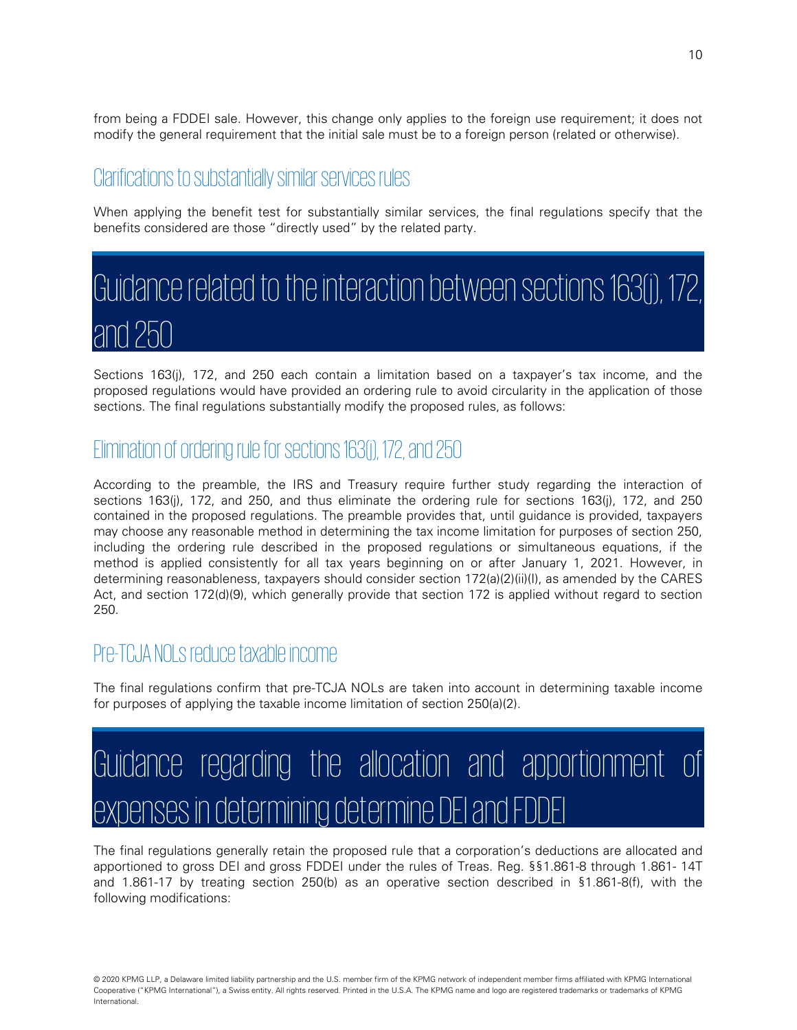from being a FDDEI sale. However, this change only applies to the foreign use requirement; it does not modify the general requirement that the initial sale must be to a foreign person (related or otherwise).

## Clarifications to substantially similar services rules

When applying the benefit test for substantially similar services, the final regulations specify that the benefits considered are those "directly used" by the related party.

# Guidance related to the interaction between sections 163(j), 172, and 250

Sections 163(j), 172, and 250 each contain a limitation based on a taxpayer's tax income, and the proposed regulations would have provided an ordering rule to avoid circularity in the application of those sections. The final regulations substantially modify the proposed rules, as follows:

## Elimination of ordering rule for sections 163(j), 172, and 250

According to the preamble, the IRS and Treasury require further study regarding the interaction of sections 163(j), 172, and 250, and thus eliminate the ordering rule for sections 163(j), 172, and 250 contained in the proposed regulations. The preamble provides that, until guidance is provided, taxpayers may choose any reasonable method in determining the tax income limitation for purposes of section 250, including the ordering rule described in the proposed regulations or simultaneous equations, if the method is applied consistently for all tax years beginning on or after January 1, 2021. However, in determining reasonableness, taxpayers should consider section 172(a)(2)(ii)(I), as amended by the CARES Act, and section 172(d)(9), which generally provide that section 172 is applied without regard to section 250.

## Pre-TCJA NOLs reduce taxable income

The final regulations confirm that pre-TCJA NOLs are taken into account in determining taxable income for purposes of applying the taxable income limitation of section 250(a)(2).

# Guidance regarding the allocation and apportionment of expenses in determining determine DEI and FDDEI

The final regulations generally retain the proposed rule that a corporation's deductions are allocated and apportioned to gross DEI and gross FDDEI under the rules of Treas. Reg. §§1.861-8 through 1.861- 14T and 1.861-17 by treating section 250(b) as an operative section described in §1.861-8(f), with the following modifications: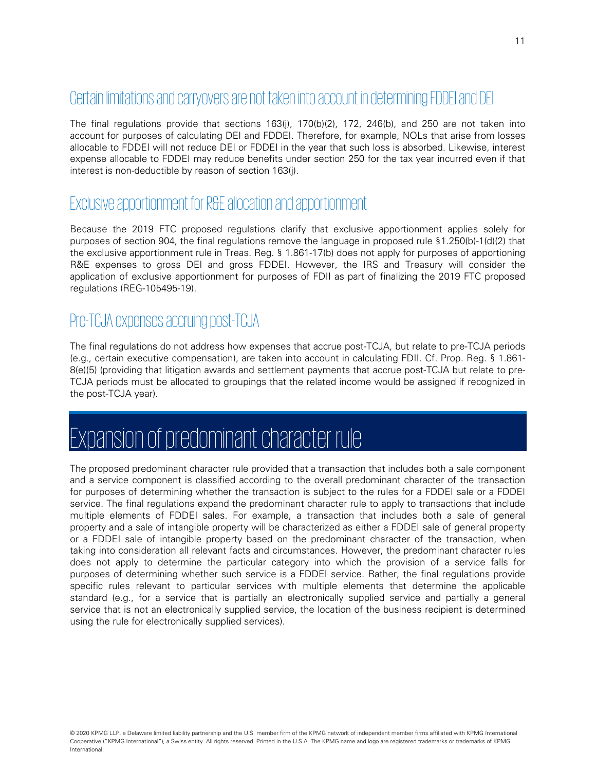## Certain limitations and carryovers are not taken into account in determining FDDEI and DEI

The final regulations provide that sections 163(j), 170(b)(2), 172, 246(b), and 250 are not taken into account for purposes of calculating DEI and FDDEI. Therefore, for example, NOLs that arise from losses allocable to FDDEI will not reduce DEI or FDDEI in the year that such loss is absorbed. Likewise, interest expense allocable to FDDEI may reduce benefits under section 250 for the tax year incurred even if that interest is non-deductible by reason of section 163(j).

## Exclusive apportionment for R&E allocation and apportionment

Because the 2019 FTC proposed regulations clarify that exclusive apportionment applies solely for purposes of section 904, the final regulations remove the language in proposed rule §1.250(b)-1(d)(2) that the exclusive apportionment rule in Treas. Reg. § 1.861-17(b) does not apply for purposes of apportioning R&E expenses to gross DEI and gross FDDEI. However, the IRS and Treasury will consider the application of exclusive apportionment for purposes of FDII as part of finalizing the 2019 FTC proposed regulations (REG-105495-19).

## Pre-TCJA expenses accruing post-TCJA

The final regulations do not address how expenses that accrue post-TCJA, but relate to pre-TCJA periods (e.g., certain executive compensation), are taken into account in calculating FDII. Cf. Prop. Reg. § 1.861-8(e)(5) (providing that litigation awards and settlement payments that accrue post-TCJA but relate to pre-TCJA periods must be allocated to groupings that the related income would be assigned if recognized in the post-TCJA year).

# Expansion of predominant character rule

The proposed predominant character rule provided that a transaction that includes both a sale component and a service component is classified according to the overall predominant character of the transaction for purposes of determining whether the transaction is subject to the rules for a FDDEI sale or a FDDEI service. The final regulations expand the predominant character rule to apply to transactions that include multiple elements of FDDEI sales. For example, a transaction that includes both a sale of general property and a sale of intangible property will be characterized as either a FDDEI sale of general property or a FDDEI sale of intangible property based on the predominant character of the transaction, when taking into consideration all relevant facts and circumstances. However, the predominant character rules does not apply to determine the particular category into which the provision of a service falls for purposes of determining whether such service is a FDDEI service. Rather, the final regulations provide specific rules relevant to particular services with multiple elements that determine the applicable standard (e.g., for a service that is partially an electronically supplied service and partially a general service that is not an electronically supplied service, the location of the business recipient is determined using the rule for electronically supplied services).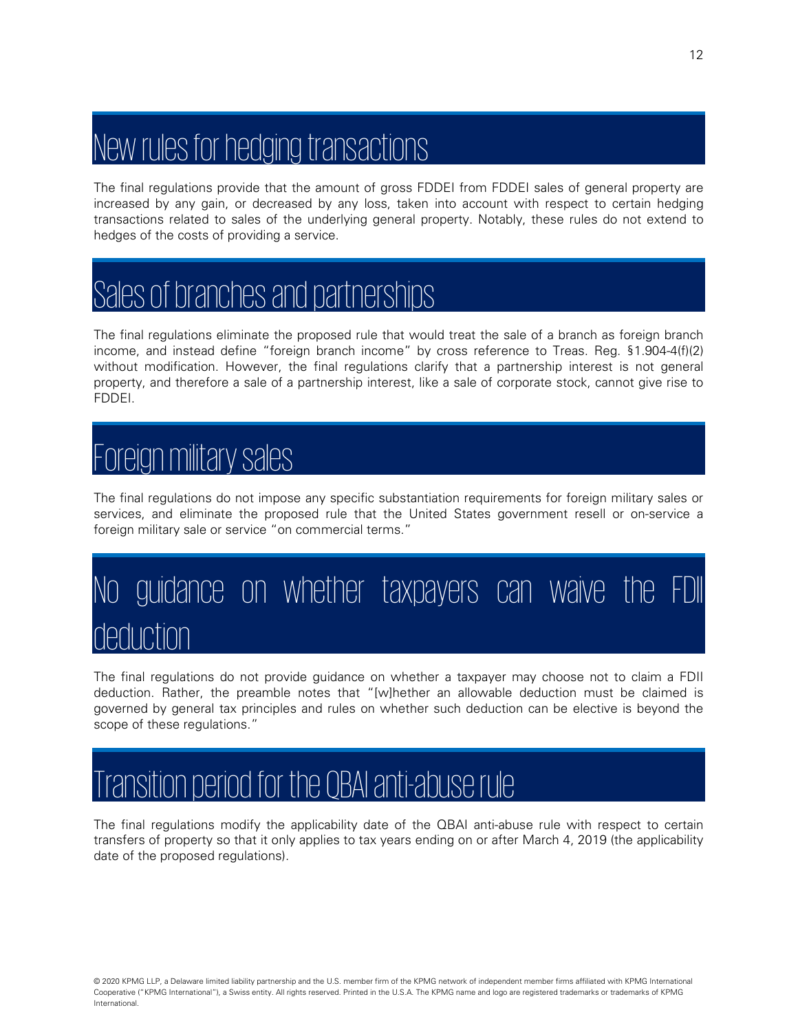## New rules for hedging transactions

The final regulations provide that the amount of gross FDDEI from FDDEI sales of general property are increased by any gain, or decreased by any loss, taken into account with respect to certain hedging transactions related to sales of the underlying general property. Notably, these rules do not extend to hedges of the costs of providing a service.

## Sales of branches and partnerships

The final regulations eliminate the proposed rule that would treat the sale of a branch as foreign branch income, and instead define "foreign branch income" by cross reference to Treas. Reg. §1.904-4(f)(2) without modification. However, the final regulations clarify that a partnership interest is not general property, and therefore a sale of a partnership interest, like a sale of corporate stock, cannot give rise to FDDEI.

## Foreign military sales

The final regulations do not impose any specific substantiation requirements for foreign military sales or services, and eliminate the proposed rule that the United States government resell or on-service a foreign military sale or service "on commercial terms."

## No guidance on whether taxpayers can waive the FDII deduction

The final regulations do not provide guidance on whether a taxpayer may choose not to claim a FDII deduction. Rather, the preamble notes that "[w]hether an allowable deduction must be claimed is governed by general tax principles and rules on whether such deduction can be elective is beyond the scope of these regulations."

## Transition period for the QBAI anti-abuse rule

The final regulations modify the applicability date of the QBAI anti-abuse rule with respect to certain transfers of property so that it only applies to tax years ending on or after March 4, 2019 (the applicability date of the proposed regulations).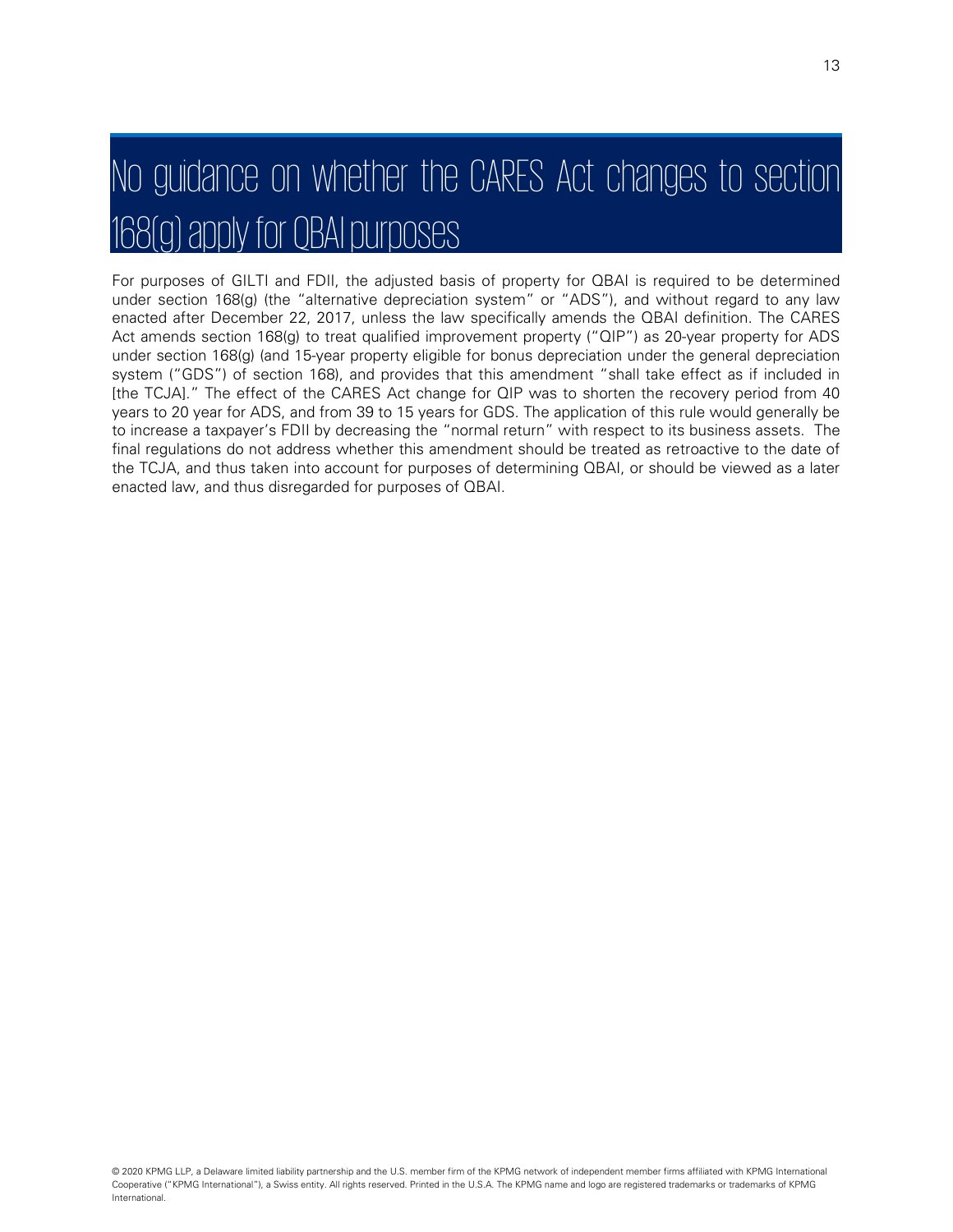# No guidance on whether the CARES Act changes to section 168(g) apply for QBAI purposes

For purposes of GILTI and FDII, the adjusted basis of property for QBAI is required to be determined under section 168(g) (the "alternative depreciation system" or "ADS"), and without regard to any law enacted after December 22, 2017, unless the law specifically amends the QBAI definition. The CARES Act amends section 168(g) to treat qualified improvement property ("QIP") as 20-year property for ADS under section 168(g) (and 15-year property eligible for bonus depreciation under the general depreciation system ("GDS") of section 168), and provides that this amendment "shall take effect as if included in [the TCJA]." The effect of the CARES Act change for QIP was to shorten the recovery period from 40 years to 20 year for ADS, and from 39 to 15 years for GDS. The application of this rule would generally be to increase a taxpayer's FDII by decreasing the "normal return" with respect to its business assets. The final regulations do not address whether this amendment should be treated as retroactive to the date of the TCJA, and thus taken into account for purposes of determining QBAI, or should be viewed as a later enacted law, and thus disregarded for purposes of QBAI.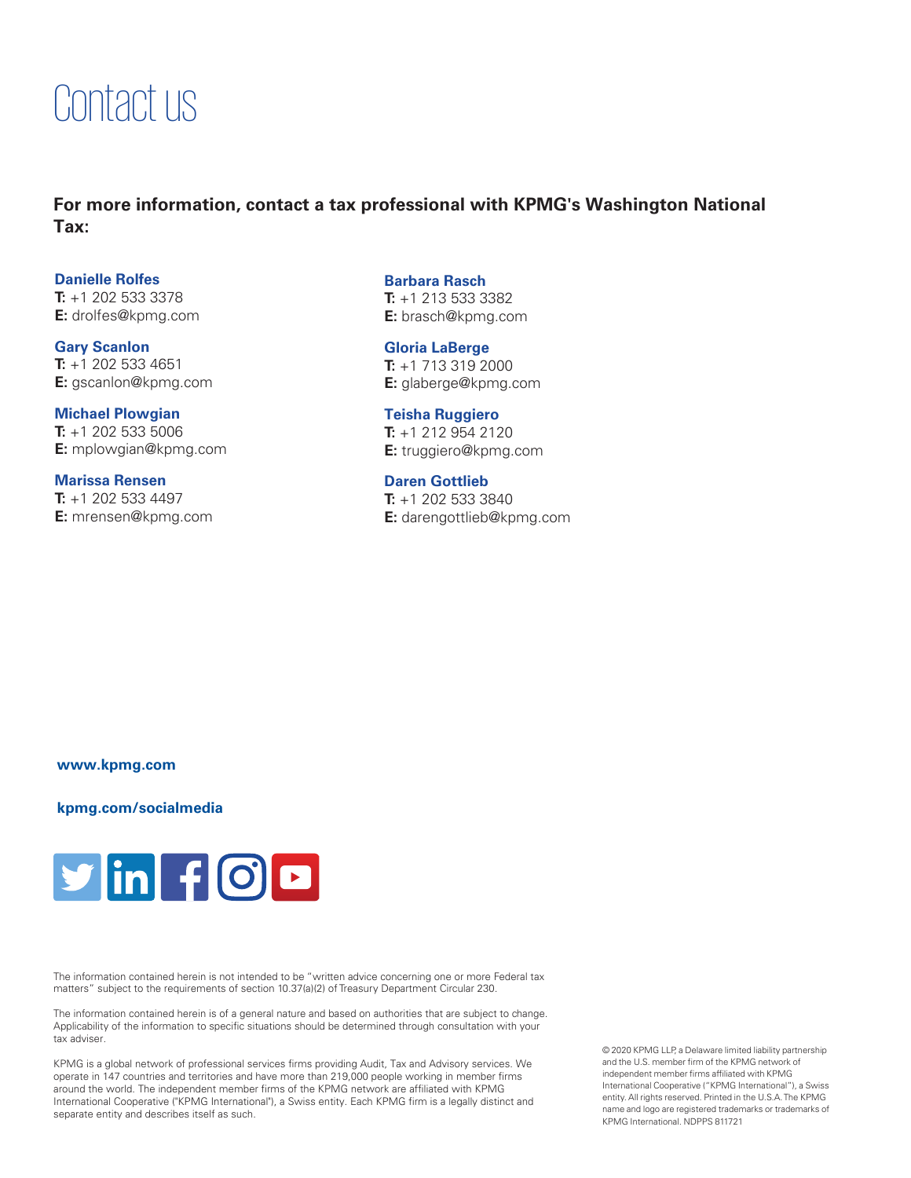# Contact us

**For more information, contact a tax professional with KPMG's Washington National Tax:**

**Danielle Rolfes**
**T:** +1 202 533 3378
**E:** drolfes@kpmg.com

**Gary Scanlon**
**T:** +1 202 533 4651
**E:** gscanlon@kpmg.com

**Michael Plowgian**
**T:** +1 202 533 5006
**E:** mplowgian@kpmg.com

**Marissa Rensen**
**T:** +1 202 533 4497
**E:** mrensen@kpmg.com

**Barbara Rasch**
**T:** +1 213 533 3382
**E:** brasch@kpmg.com

**Gloria LaBerge**
**T:** +1 713 319 2000
**E:** glaberge@kpmg.com

**Teisha Ruggiero**
**T:** +1 212 954 2120
**E:** truggiero@kpmg.com

**Daren Gottlieb**
**T:** +1 202 533 3840
**E:** darengottlieb@kpmg.com

**www.kpmg.com**

**kpmg.com/socialmedia**

The information contained herein is not intended to be "written advice concerning one or more Federal tax matters" subject to the requirements of section 10.37(a)(2) of Treasury Department Circular 230.

The information contained herein is of a general nature and based on authorities that are subject to change. Applicability of the information to specific situations should be determined through consultation with your tax adviser.

KPMG is a global network of professional services firms providing Audit, Tax and Advisory services. We operate in 147 countries and territories and have more than 219,000 people working in member firms around the world. The independent member firms of the KPMG network are affiliated with KPMG International Cooperative ("KPMG International"), a Swiss entity. Each KPMG firm is a legally distinct and separate entity and describes itself as such.

© 2020 KPMG LLP, a Delaware limited liability partnership and the U.S. member firm of the KPMG network of independent member firms affiliated with KPMG International Cooperative ("KPMG International"), a Swiss entity. All rights reserved. Printed in the U.S.A. The KPMG name and logo are registered trademarks or trademarks of KPMG International. NDPPS 811721